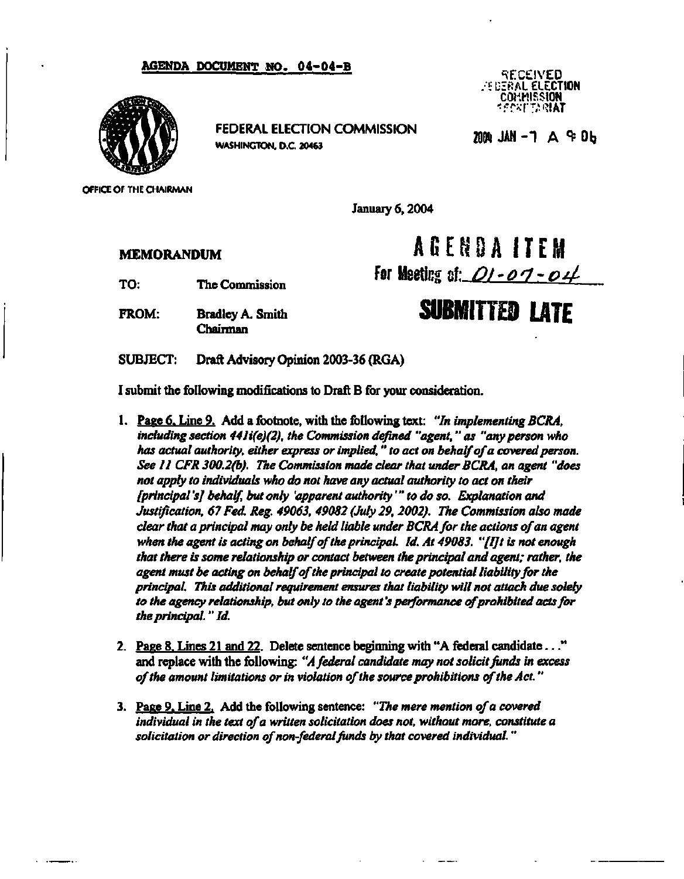**AGENDA DOCUMENT NO. 04-04-B**

RECEIVED
FEDERAL ELECTION COMMISSION
SECRETARIAT

2004 JAN -7 A 9:06

FEDERAL ELECTION COMMISSION
WASHINGTON, D.C. 20463

OFFICE OF THE CHAIRMAN

January 6, 2004

**AGENDA ITEM**
For Meeting of: 01-07-04

**SUBMITTED LATE**

**MEMORANDUM**

TO: The Commission

FROM: Bradley A. Smith
Chairman

SUBJECT: Draft Advisory Opinion 2003-36 (RGA)

I submit the following modifications to Draft B for your consideration.

1. Page 6, Line 9. Add a footnote, with the following text: *"In implementing BCRA, including section 441i(e)(2), the Commission defined "agent," as "any person who has actual authority, either express or implied," to act on behalf of a covered person. See 11 CFR 300.2(b). The Commission made clear that under BCRA, an agent "does not apply to individuals who do not have any actual authority to act on their [principal's] behalf, but only 'apparent authority'" to do so. Explanation and Justification, 67 Fed. Reg. 49063, 49082 (July 29, 2002). The Commission also made clear that a principal may only be held liable under BCRA for the actions of an agent when the agent is acting on behalf of the principal. Id. At 49083. "[I]t is not enough that there is some relationship or contact between the principal and agent; rather, the agent must be acting on behalf of the principal to create potential liability for the principal. This additional requirement ensures that liability will not attach due solely to the agency relationship, but only to the agent's performance of prohibited acts for the principal." Id.*

2. Page 8, Lines 21 and 22. Delete sentence beginning with "A federal candidate . . ." and replace with the following: *"A federal candidate may not solicit funds in excess of the amount limitations or in violation of the source prohibitions of the Act."*

3. Page 9, Line 2. Add the following sentence: *"The mere mention of a covered individual in the text of a written solicitation does not, without more, constitute a solicitation or direction of non-federal funds by that covered individual."*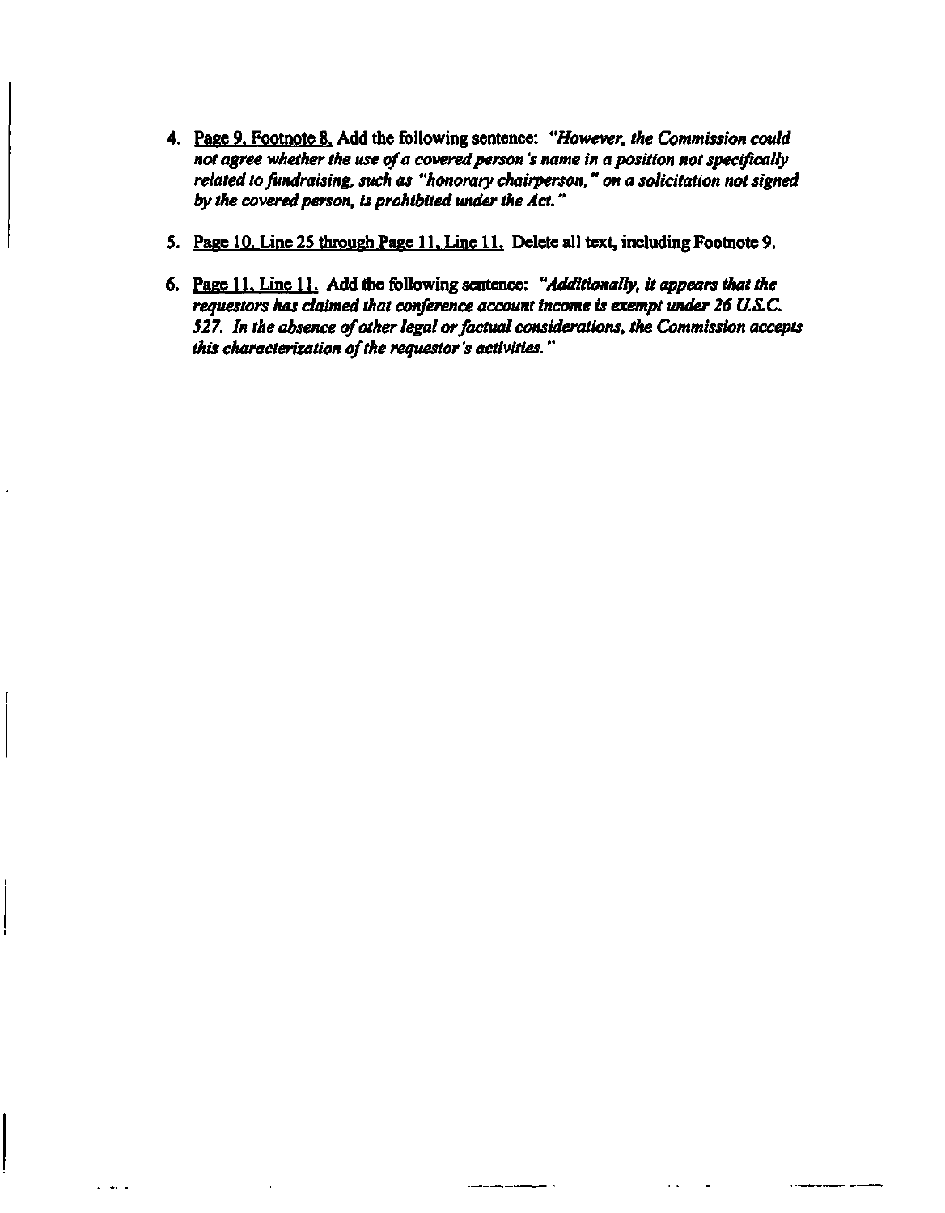4. Page 9, Footnote 8. Add the following sentence: *"However, the Commission could not agree whether the use of a covered person's name in a position not specifically related to fundraising, such as "honorary chairperson," on a solicitation not signed by the covered person, is prohibited under the Act."*

5. Page 10, Line 25 through Page 11, Line 11. Delete all text, including Footnote 9.

6. Page 11, Line 11. Add the following sentence: *"Additionally, it appears that the requestors has claimed that conference account income is exempt under 26 U.S.C. 527. In the absence of other legal or factual considerations, the Commission accepts this characterization of the requestor's activities."*